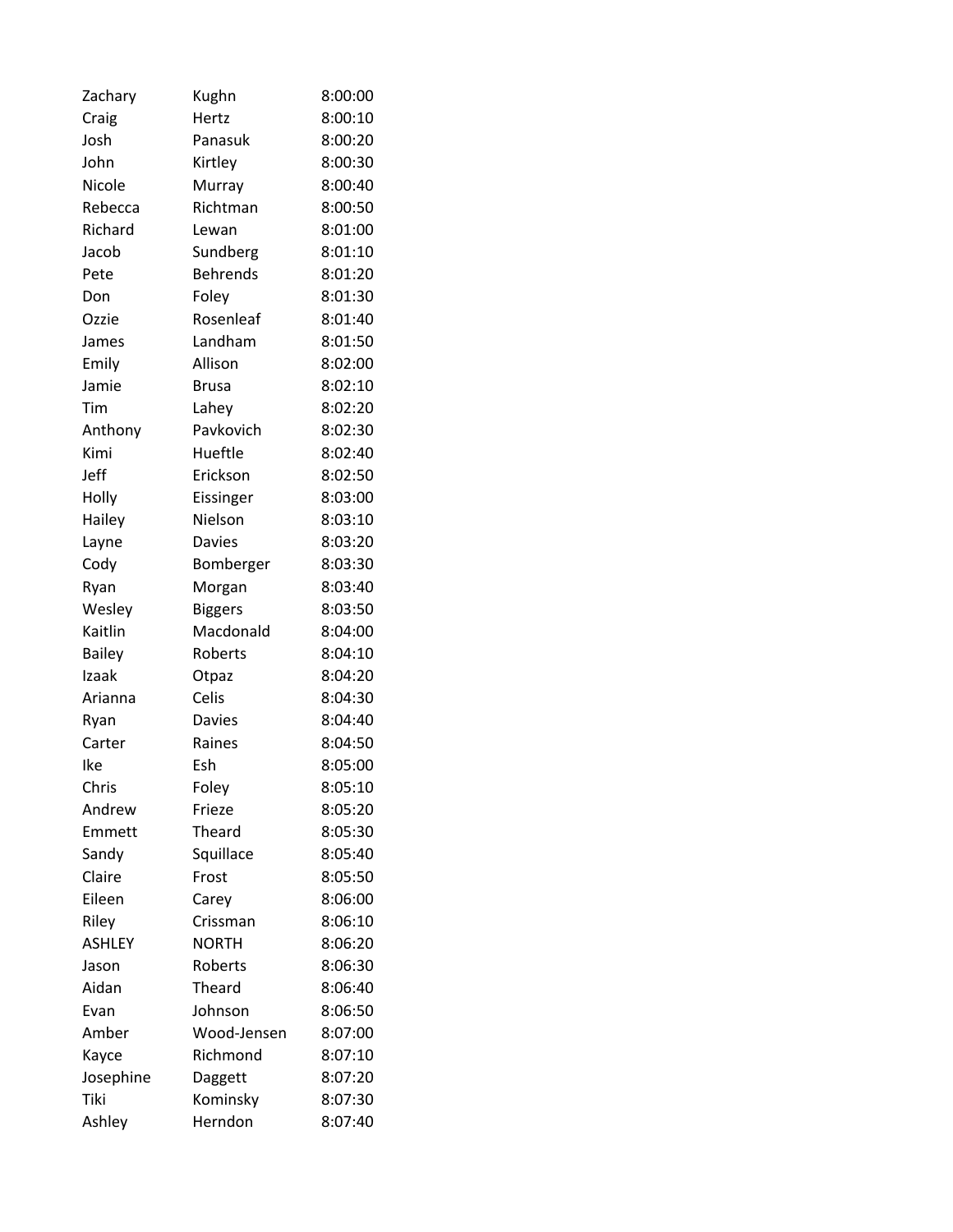| Zachary | Kughn | 8:00:00 |
|---|---|---|
| Craig | Hertz | 8:00:10 |
| Josh | Panasuk | 8:00:20 |
| John | Kirtley | 8:00:30 |
| Nicole | Murray | 8:00:40 |
| Rebecca | Richtman | 8:00:50 |
| Richard | Lewan | 8:01:00 |
| Jacob | Sundberg | 8:01:10 |
| Pete | Behrends | 8:01:20 |
| Don | Foley | 8:01:30 |
| Ozzie | Rosenleaf | 8:01:40 |
| James | Landham | 8:01:50 |
| Emily | Allison | 8:02:00 |
| Jamie | Brusa | 8:02:10 |
| Tim | Lahey | 8:02:20 |
| Anthony | Pavkovich | 8:02:30 |
| Kimi | Hueftle | 8:02:40 |
| Jeff | Erickson | 8:02:50 |
| Holly | Eissinger | 8:03:00 |
| Hailey | Nielson | 8:03:10 |
| Layne | Davies | 8:03:20 |
| Cody | Bomberger | 8:03:30 |
| Ryan | Morgan | 8:03:40 |
| Wesley | Biggers | 8:03:50 |
| Kaitlin | Macdonald | 8:04:00 |
| Bailey | Roberts | 8:04:10 |
| Izaak | Otpaz | 8:04:20 |
| Arianna | Celis | 8:04:30 |
| Ryan | Davies | 8:04:40 |
| Carter | Raines | 8:04:50 |
| Ike | Esh | 8:05:00 |
| Chris | Foley | 8:05:10 |
| Andrew | Frieze | 8:05:20 |
| Emmett | Theard | 8:05:30 |
| Sandy | Squillace | 8:05:40 |
| Claire | Frost | 8:05:50 |
| Eileen | Carey | 8:06:00 |
| Riley | Crissman | 8:06:10 |
| ASHLEY | NORTH | 8:06:20 |
| Jason | Roberts | 8:06:30 |
| Aidan | Theard | 8:06:40 |
| Evan | Johnson | 8:06:50 |
| Amber | Wood-Jensen | 8:07:00 |
| Kayce | Richmond | 8:07:10 |
| Josephine | Daggett | 8:07:20 |
| Tiki | Kominsky | 8:07:30 |
| Ashley | Herndon | 8:07:40 |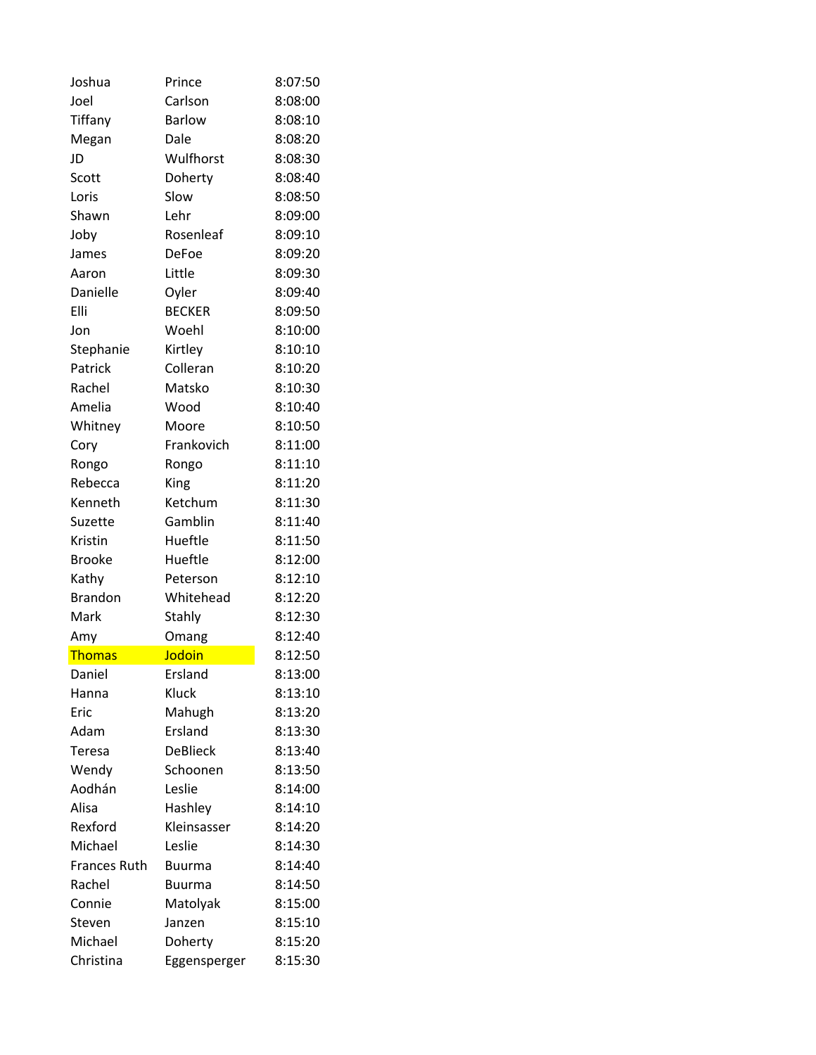| | | |
|---|---|---|
| Joshua | Prince | 8:07:50 |
| Joel | Carlson | 8:08:00 |
| Tiffany | Barlow | 8:08:10 |
| Megan | Dale | 8:08:20 |
| JD | Wulfhorst | 8:08:30 |
| Scott | Doherty | 8:08:40 |
| Loris | Slow | 8:08:50 |
| Shawn | Lehr | 8:09:00 |
| Joby | Rosenleaf | 8:09:10 |
| James | DeFoe | 8:09:20 |
| Aaron | Little | 8:09:30 |
| Danielle | Oyler | 8:09:40 |
| Elli | BECKER | 8:09:50 |
| Jon | Woehl | 8:10:00 |
| Stephanie | Kirtley | 8:10:10 |
| Patrick | Colleran | 8:10:20 |
| Rachel | Matsko | 8:10:30 |
| Amelia | Wood | 8:10:40 |
| Whitney | Moore | 8:10:50 |
| Cory | Frankovich | 8:11:00 |
| Rongo | Rongo | 8:11:10 |
| Rebecca | King | 8:11:20 |
| Kenneth | Ketchum | 8:11:30 |
| Suzette | Gamblin | 8:11:40 |
| Kristin | Hueftle | 8:11:50 |
| Brooke | Hueftle | 8:12:00 |
| Kathy | Peterson | 8:12:10 |
| Brandon | Whitehead | 8:12:20 |
| Mark | Stahly | 8:12:30 |
| Amy | Omang | 8:12:40 |
| Thomas | Jodoin | 8:12:50 |
| Daniel | Ersland | 8:13:00 |
| Hanna | Kluck | 8:13:10 |
| Eric | Mahugh | 8:13:20 |
| Adam | Ersland | 8:13:30 |
| Teresa | DeBlieck | 8:13:40 |
| Wendy | Schoonen | 8:13:50 |
| Aodhán | Leslie | 8:14:00 |
| Alisa | Hashley | 8:14:10 |
| Rexford | Kleinsasser | 8:14:20 |
| Michael | Leslie | 8:14:30 |
| Frances Ruth | Buurma | 8:14:40 |
| Rachel | Buurma | 8:14:50 |
| Connie | Matolyak | 8:15:00 |
| Steven | Janzen | 8:15:10 |
| Michael | Doherty | 8:15:20 |
| Christina | Eggensperger | 8:15:30 |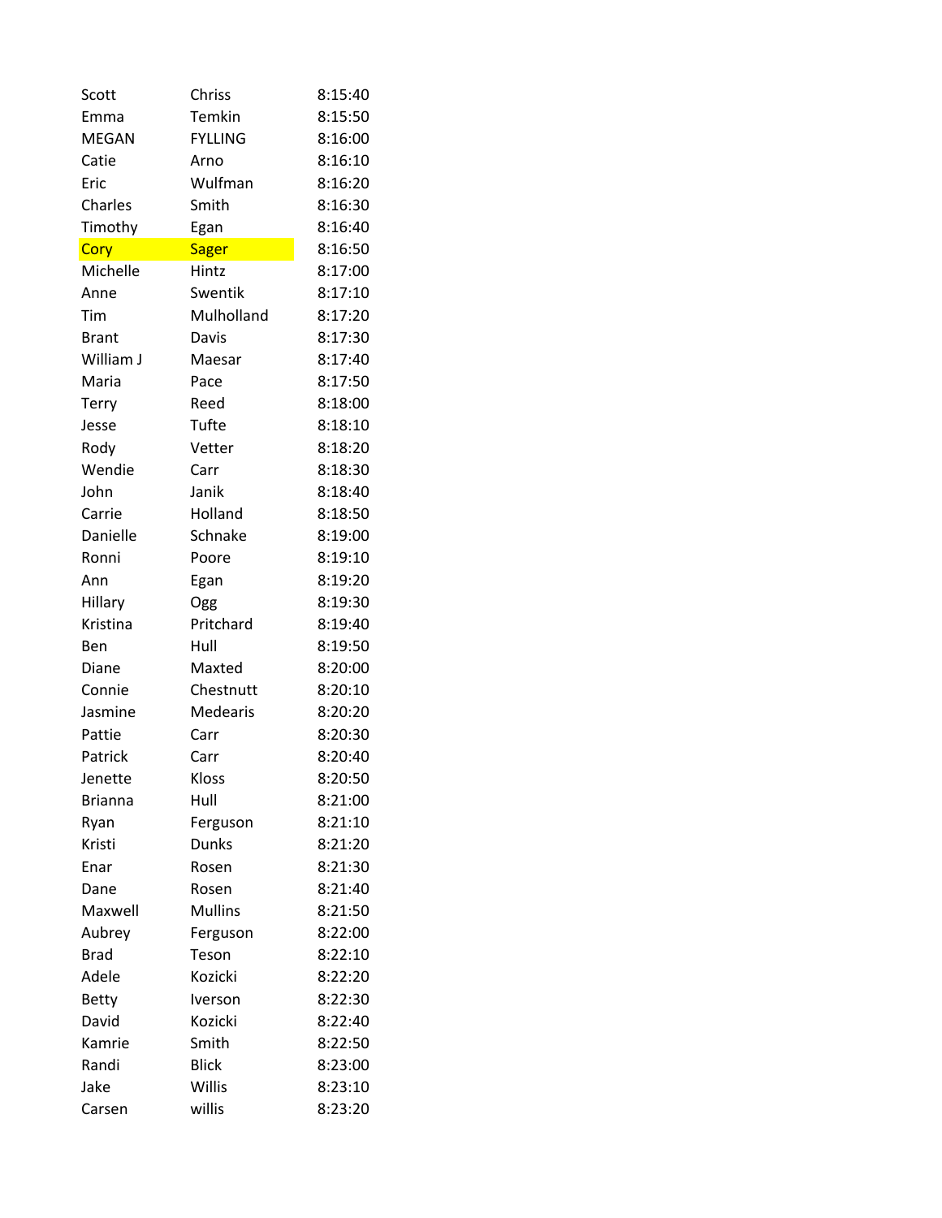| | | |
|---|---|---|
| Scott | Chriss | 8:15:40 |
| Emma | Temkin | 8:15:50 |
| MEGAN | FYLLING | 8:16:00 |
| Catie | Arno | 8:16:10 |
| Eric | Wulfman | 8:16:20 |
| Charles | Smith | 8:16:30 |
| Timothy | Egan | 8:16:40 |
| Cory | Sager | 8:16:50 |
| Michelle | Hintz | 8:17:00 |
| Anne | Swentik | 8:17:10 |
| Tim | Mulholland | 8:17:20 |
| Brant | Davis | 8:17:30 |
| William J | Maesar | 8:17:40 |
| Maria | Pace | 8:17:50 |
| Terry | Reed | 8:18:00 |
| Jesse | Tufte | 8:18:10 |
| Rody | Vetter | 8:18:20 |
| Wendie | Carr | 8:18:30 |
| John | Janik | 8:18:40 |
| Carrie | Holland | 8:18:50 |
| Danielle | Schnake | 8:19:00 |
| Ronni | Poore | 8:19:10 |
| Ann | Egan | 8:19:20 |
| Hillary | Ogg | 8:19:30 |
| Kristina | Pritchard | 8:19:40 |
| Ben | Hull | 8:19:50 |
| Diane | Maxted | 8:20:00 |
| Connie | Chestnutt | 8:20:10 |
| Jasmine | Medearis | 8:20:20 |
| Pattie | Carr | 8:20:30 |
| Patrick | Carr | 8:20:40 |
| Jenette | Kloss | 8:20:50 |
| Brianna | Hull | 8:21:00 |
| Ryan | Ferguson | 8:21:10 |
| Kristi | Dunks | 8:21:20 |
| Enar | Rosen | 8:21:30 |
| Dane | Rosen | 8:21:40 |
| Maxwell | Mullins | 8:21:50 |
| Aubrey | Ferguson | 8:22:00 |
| Brad | Teson | 8:22:10 |
| Adele | Kozicki | 8:22:20 |
| Betty | Iverson | 8:22:30 |
| David | Kozicki | 8:22:40 |
| Kamrie | Smith | 8:22:50 |
| Randi | Blick | 8:23:00 |
| Jake | Willis | 8:23:10 |
| Carsen | willis | 8:23:20 |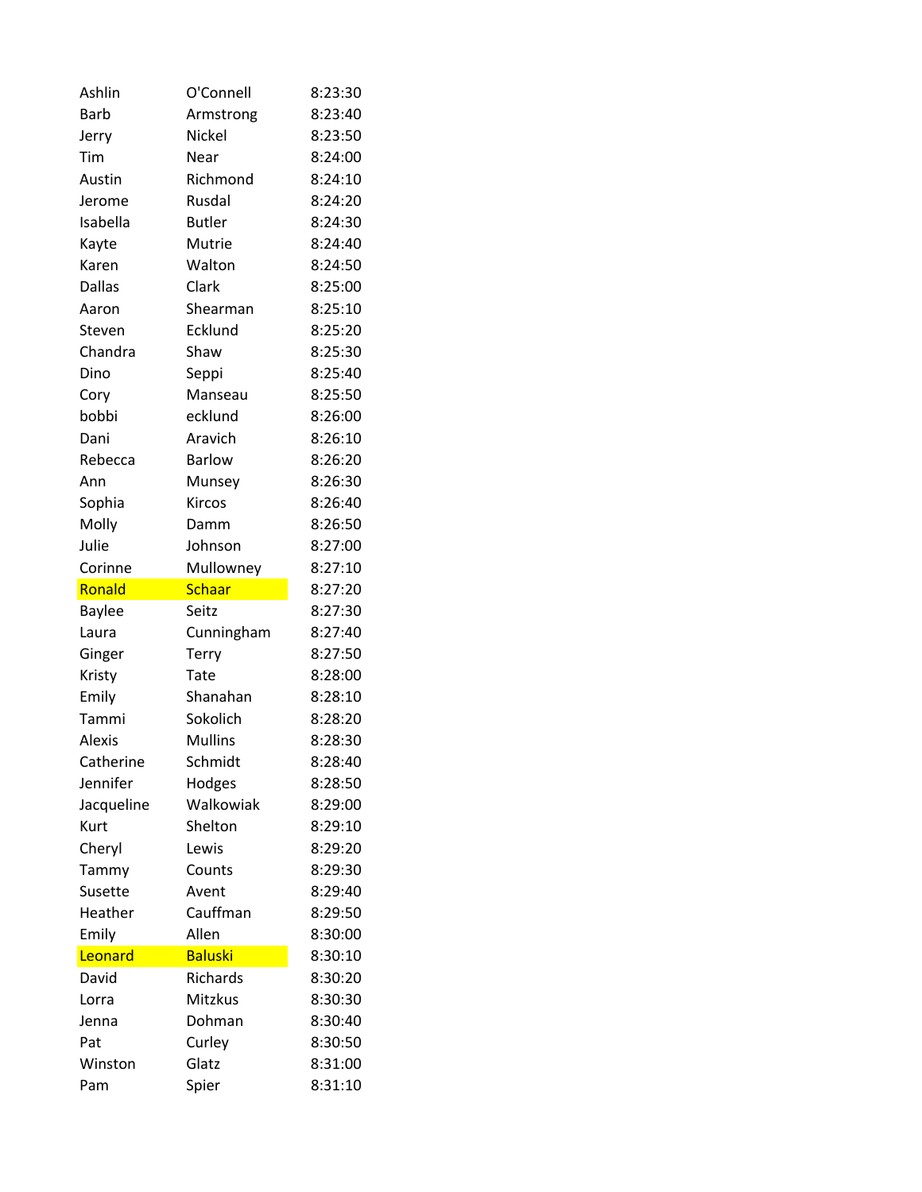| | | |
|---|---|---|
| Ashlin | O'Connell | 8:23:30 |
| Barb | Armstrong | 8:23:40 |
| Jerry | Nickel | 8:23:50 |
| Tim | Near | 8:24:00 |
| Austin | Richmond | 8:24:10 |
| Jerome | Rusdal | 8:24:20 |
| Isabella | Butler | 8:24:30 |
| Kayte | Mutrie | 8:24:40 |
| Karen | Walton | 8:24:50 |
| Dallas | Clark | 8:25:00 |
| Aaron | Shearman | 8:25:10 |
| Steven | Ecklund | 8:25:20 |
| Chandra | Shaw | 8:25:30 |
| Dino | Seppi | 8:25:40 |
| Cory | Manseau | 8:25:50 |
| bobbi | ecklund | 8:26:00 |
| Dani | Aravich | 8:26:10 |
| Rebecca | Barlow | 8:26:20 |
| Ann | Munsey | 8:26:30 |
| Sophia | Kircos | 8:26:40 |
| Molly | Damm | 8:26:50 |
| Julie | Johnson | 8:27:00 |
| Corinne | Mullowney | 8:27:10 |
| Ronald | Schaar | 8:27:20 |
| Baylee | Seitz | 8:27:30 |
| Laura | Cunningham | 8:27:40 |
| Ginger | Terry | 8:27:50 |
| Kristy | Tate | 8:28:00 |
| Emily | Shanahan | 8:28:10 |
| Tammi | Sokolich | 8:28:20 |
| Alexis | Mullins | 8:28:30 |
| Catherine | Schmidt | 8:28:40 |
| Jennifer | Hodges | 8:28:50 |
| Jacqueline | Walkowiak | 8:29:00 |
| Kurt | Shelton | 8:29:10 |
| Cheryl | Lewis | 8:29:20 |
| Tammy | Counts | 8:29:30 |
| Susette | Avent | 8:29:40 |
| Heather | Cauffman | 8:29:50 |
| Emily | Allen | 8:30:00 |
| Leonard | Baluski | 8:30:10 |
| David | Richards | 8:30:20 |
| Lorra | Mitzkus | 8:30:30 |
| Jenna | Dohman | 8:30:40 |
| Pat | Curley | 8:30:50 |
| Winston | Glatz | 8:31:00 |
| Pam | Spier | 8:31:10 |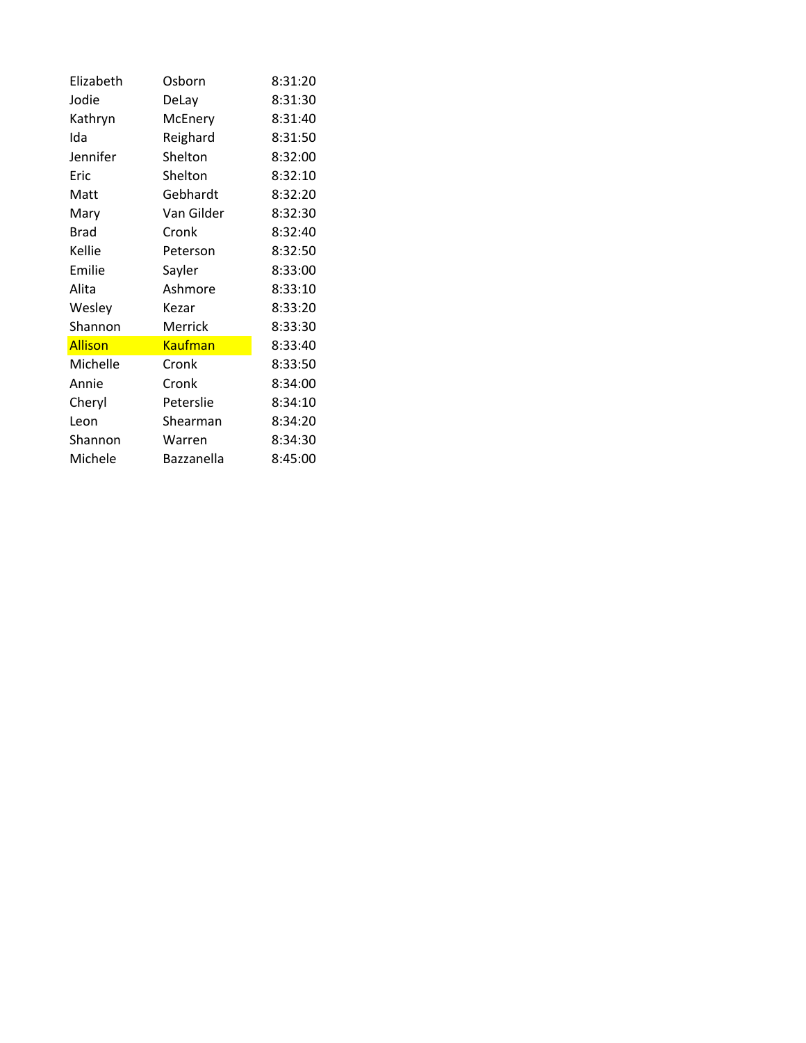| | | |
|---|---|---|
| Elizabeth | Osborn | 8:31:20 |
| Jodie | DeLay | 8:31:30 |
| Kathryn | McEnery | 8:31:40 |
| Ida | Reighard | 8:31:50 |
| Jennifer | Shelton | 8:32:00 |
| Eric | Shelton | 8:32:10 |
| Matt | Gebhardt | 8:32:20 |
| Mary | Van Gilder | 8:32:30 |
| Brad | Cronk | 8:32:40 |
| Kellie | Peterson | 8:32:50 |
| Emilie | Sayler | 8:33:00 |
| Alita | Ashmore | 8:33:10 |
| Wesley | Kezar | 8:33:20 |
| Shannon | Merrick | 8:33:30 |
| Allison | Kaufman | 8:33:40 |
| Michelle | Cronk | 8:33:50 |
| Annie | Cronk | 8:34:00 |
| Cheryl | Peterslie | 8:34:10 |
| Leon | Shearman | 8:34:20 |
| Shannon | Warren | 8:34:30 |
| Michele | Bazzanella | 8:45:00 |